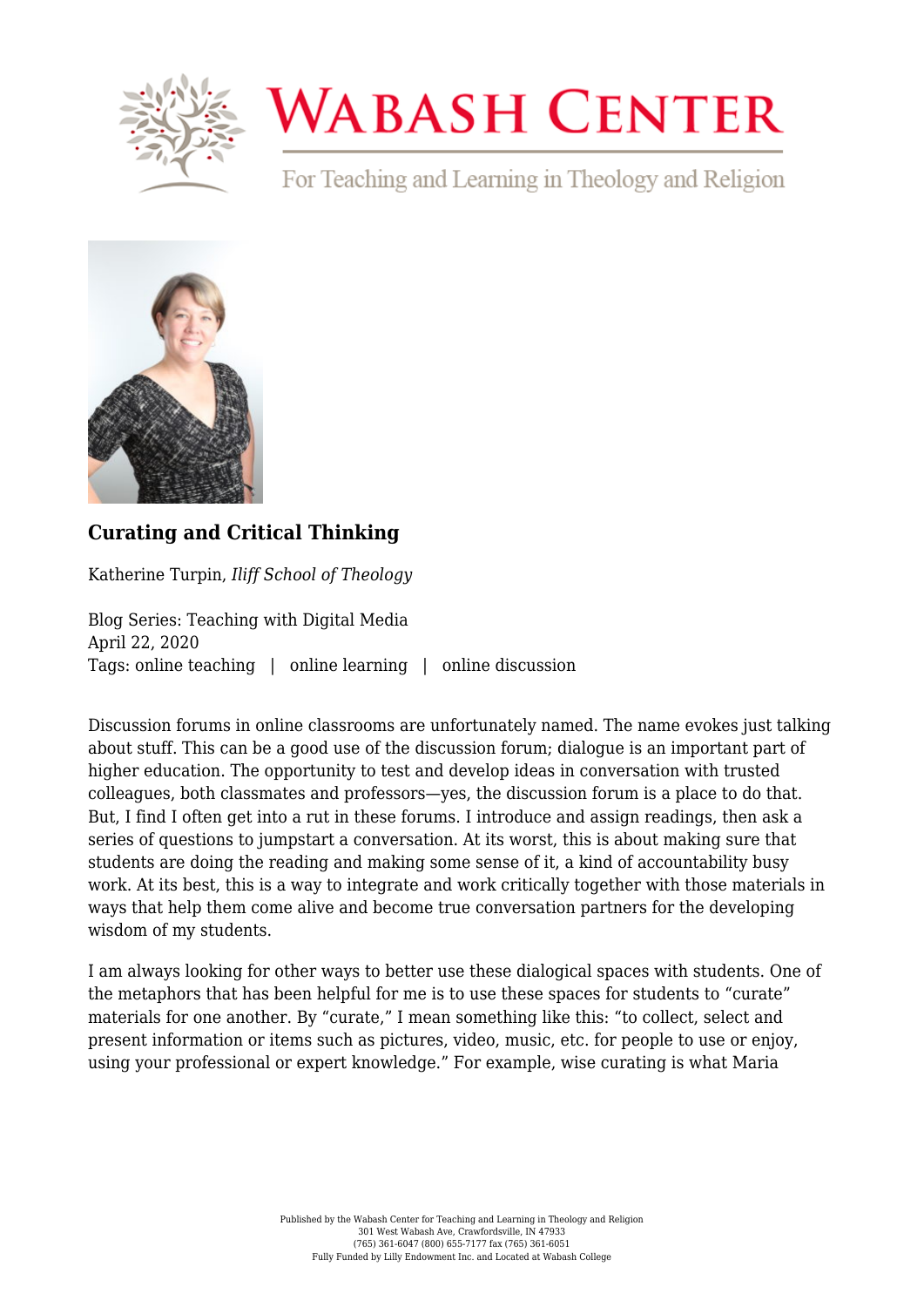# Curating and Critical Thinking

Katherine Turpin, *Iliff School of Theology*

Blog Series: Teaching with Digital Media
April 22, 2020
Tags: online teaching | online learning | online discussion

Discussion forums in online classrooms are unfortunately named. The name evokes just talking about stuff. This can be a good use of the discussion forum; dialogue is an important part of higher education. The opportunity to test and develop ideas in conversation with trusted colleagues, both classmates and professors—yes, the discussion forum is a place to do that. But, I find I often get into a rut in these forums. I introduce and assign readings, then ask a series of questions to jumpstart a conversation. At its worst, this is about making sure that students are doing the reading and making some sense of it, a kind of accountability busy work. At its best, this is a way to integrate and work critically together with those materials in ways that help them come alive and become true conversation partners for the developing wisdom of my students.

I am always looking for other ways to better use these dialogical spaces with students. One of the metaphors that has been helpful for me is to use these spaces for students to "curate" materials for one another. By "curate," I mean something like this: "to collect, select and present information or items such as pictures, video, music, etc. for people to use or enjoy, using your professional or expert knowledge." For example, wise curating is what Maria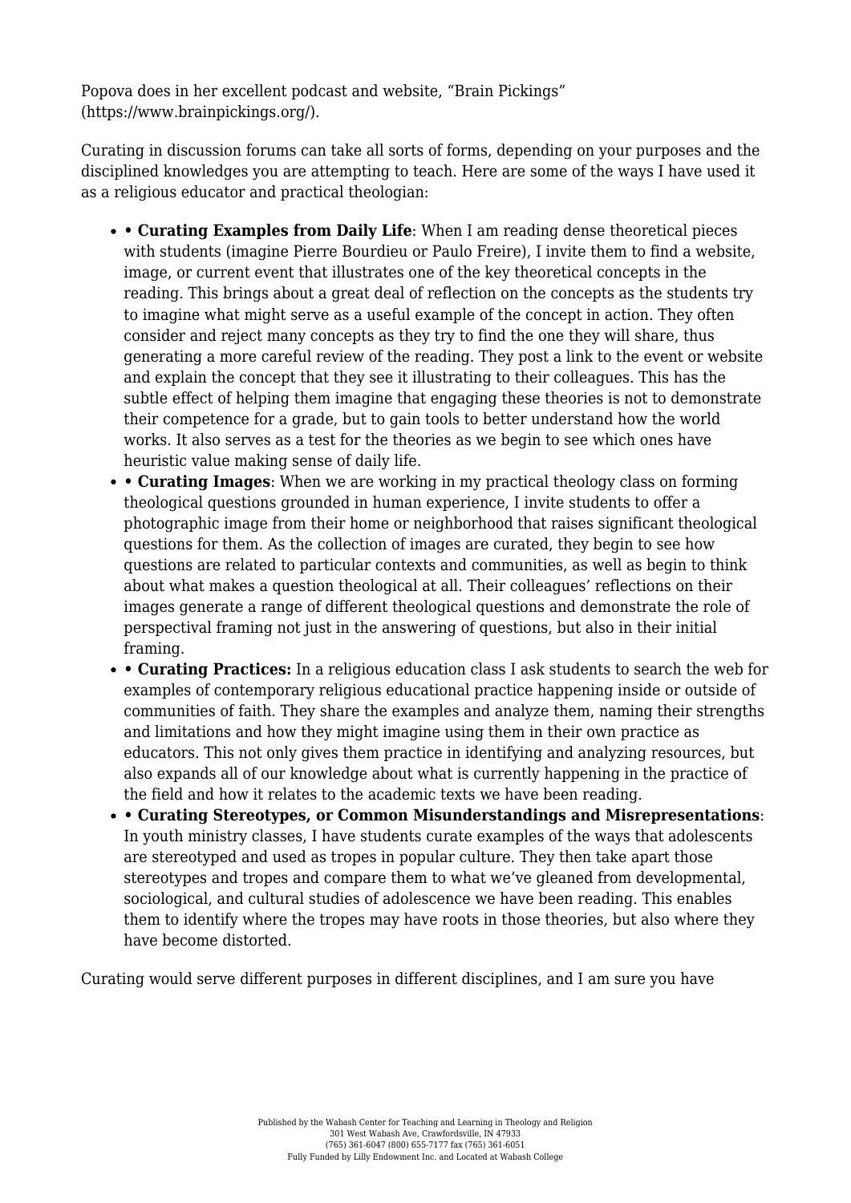Popova does in her excellent podcast and website, "Brain Pickings" (https://www.brainpickings.org/).

Curating in discussion forums can take all sorts of forms, depending on your purposes and the disciplined knowledges you are attempting to teach. Here are some of the ways I have used it as a religious educator and practical theologian:

- **Curating Examples from Daily Life**: When I am reading dense theoretical pieces with students (imagine Pierre Bourdieu or Paulo Freire), I invite them to find a website, image, or current event that illustrates one of the key theoretical concepts in the reading. This brings about a great deal of reflection on the concepts as the students try to imagine what might serve as a useful example of the concept in action. They often consider and reject many concepts as they try to find the one they will share, thus generating a more careful review of the reading. They post a link to the event or website and explain the concept that they see it illustrating to their colleagues. This has the subtle effect of helping them imagine that engaging these theories is not to demonstrate their competence for a grade, but to gain tools to better understand how the world works. It also serves as a test for the theories as we begin to see which ones have heuristic value making sense of daily life.
- **Curating Images**: When we are working in my practical theology class on forming theological questions grounded in human experience, I invite students to offer a photographic image from their home or neighborhood that raises significant theological questions for them. As the collection of images are curated, they begin to see how questions are related to particular contexts and communities, as well as begin to think about what makes a question theological at all. Their colleagues' reflections on their images generate a range of different theological questions and demonstrate the role of perspectival framing not just in the answering of questions, but also in their initial framing.
- **Curating Practices:** In a religious education class I ask students to search the web for examples of contemporary religious educational practice happening inside or outside of communities of faith. They share the examples and analyze them, naming their strengths and limitations and how they might imagine using them in their own practice as educators. This not only gives them practice in identifying and analyzing resources, but also expands all of our knowledge about what is currently happening in the practice of the field and how it relates to the academic texts we have been reading.
- **Curating Stereotypes, or Common Misunderstandings and Misrepresentations**: In youth ministry classes, I have students curate examples of the ways that adolescents are stereotyped and used as tropes in popular culture. They then take apart those stereotypes and tropes and compare them to what we've gleaned from developmental, sociological, and cultural studies of adolescence we have been reading. This enables them to identify where the tropes may have roots in those theories, but also where they have become distorted.

Curating would serve different purposes in different disciplines, and I am sure you have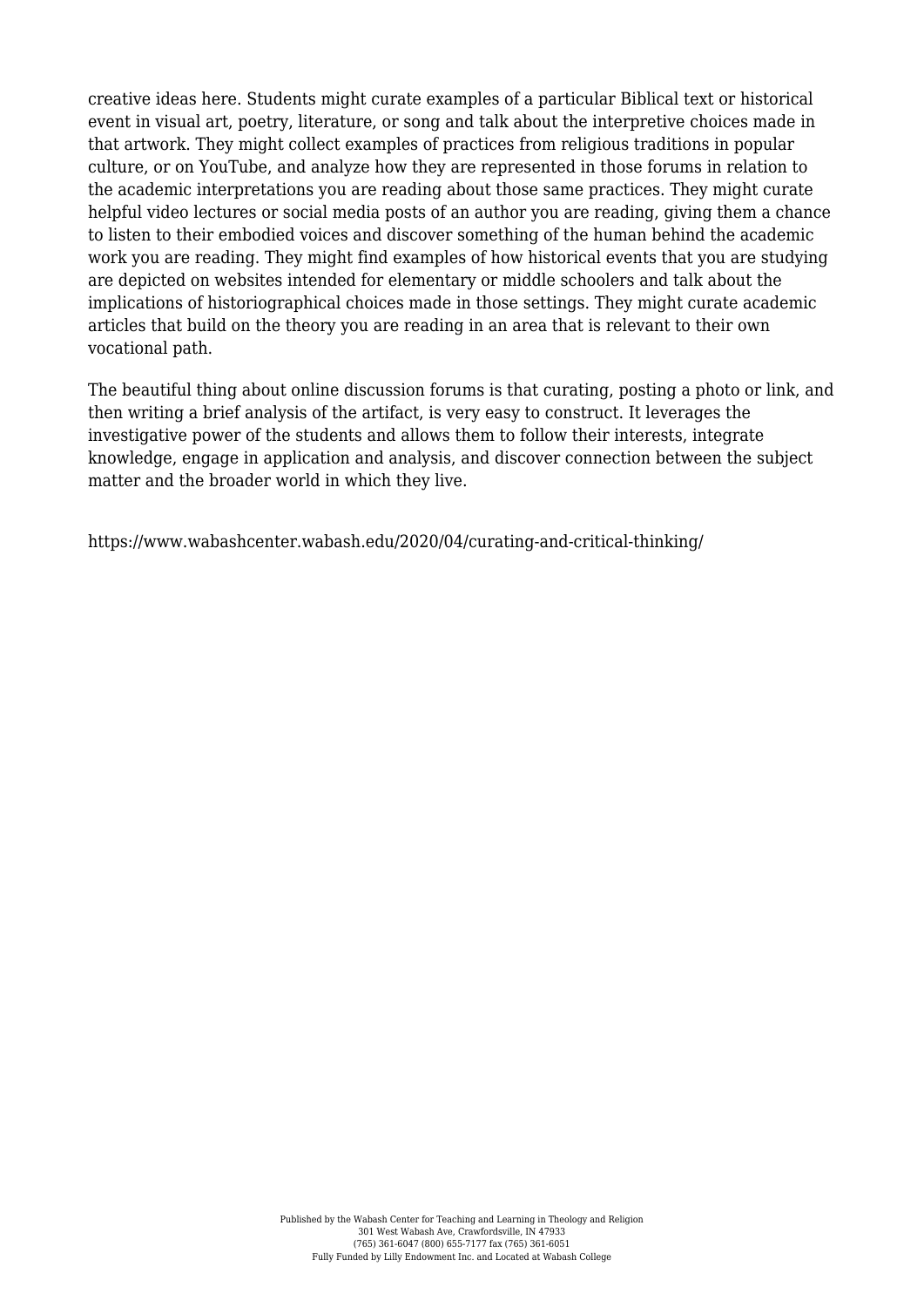creative ideas here. Students might curate examples of a particular Biblical text or historical event in visual art, poetry, literature, or song and talk about the interpretive choices made in that artwork. They might collect examples of practices from religious traditions in popular culture, or on YouTube, and analyze how they are represented in those forums in relation to the academic interpretations you are reading about those same practices. They might curate helpful video lectures or social media posts of an author you are reading, giving them a chance to listen to their embodied voices and discover something of the human behind the academic work you are reading. They might find examples of how historical events that you are studying are depicted on websites intended for elementary or middle schoolers and talk about the implications of historiographical choices made in those settings. They might curate academic articles that build on the theory you are reading in an area that is relevant to their own vocational path.

The beautiful thing about online discussion forums is that curating, posting a photo or link, and then writing a brief analysis of the artifact, is very easy to construct. It leverages the investigative power of the students and allows them to follow their interests, integrate knowledge, engage in application and analysis, and discover connection between the subject matter and the broader world in which they live.

https://www.wabashcenter.wabash.edu/2020/04/curating-and-critical-thinking/